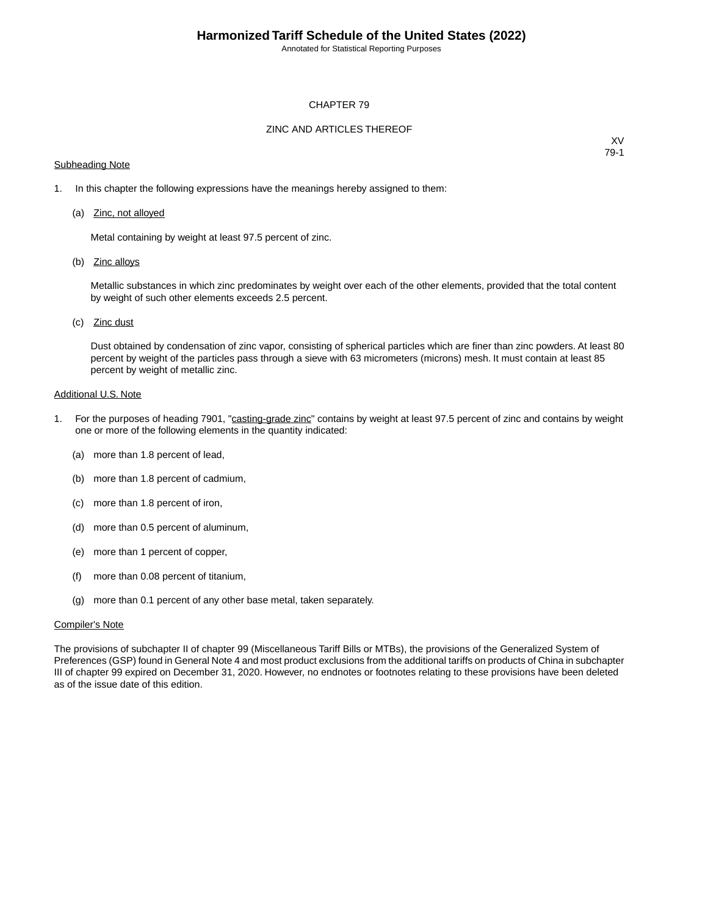# CHAPTER 79

## ZINC AND ARTICLES THEREOF

XV
79-1

Subheading Note

1. In this chapter the following expressions have the meanings hereby assigned to them:

   (a) Zinc, not alloyed

   Metal containing by weight at least 97.5 percent of zinc.

   (b) Zinc alloys

   Metallic substances in which zinc predominates by weight over each of the other elements, provided that the total content by weight of such other elements exceeds 2.5 percent.

   (c) Zinc dust

   Dust obtained by condensation of zinc vapor, consisting of spherical particles which are finer than zinc powders. At least 80 percent by weight of the particles pass through a sieve with 63 micrometers (microns) mesh. It must contain at least 85 percent by weight of metallic zinc.

Additional U.S. Note

1. For the purposes of heading 7901, "casting-grade zinc" contains by weight at least 97.5 percent of zinc and contains by weight one or more of the following elements in the quantity indicated:

   (a) more than 1.8 percent of lead,

   (b) more than 1.8 percent of cadmium,

   (c) more than 1.8 percent of iron,

   (d) more than 0.5 percent of aluminum,

   (e) more than 1 percent of copper,

   (f) more than 0.08 percent of titanium,

   (g) more than 0.1 percent of any other base metal, taken separately.

Compiler's Note

The provisions of subchapter II of chapter 99 (Miscellaneous Tariff Bills or MTBs), the provisions of the Generalized System of Preferences (GSP) found in General Note 4 and most product exclusions from the additional tariffs on products of China in subchapter III of chapter 99 expired on December 31, 2020. However, no endnotes or footnotes relating to these provisions have been deleted as of the issue date of this edition.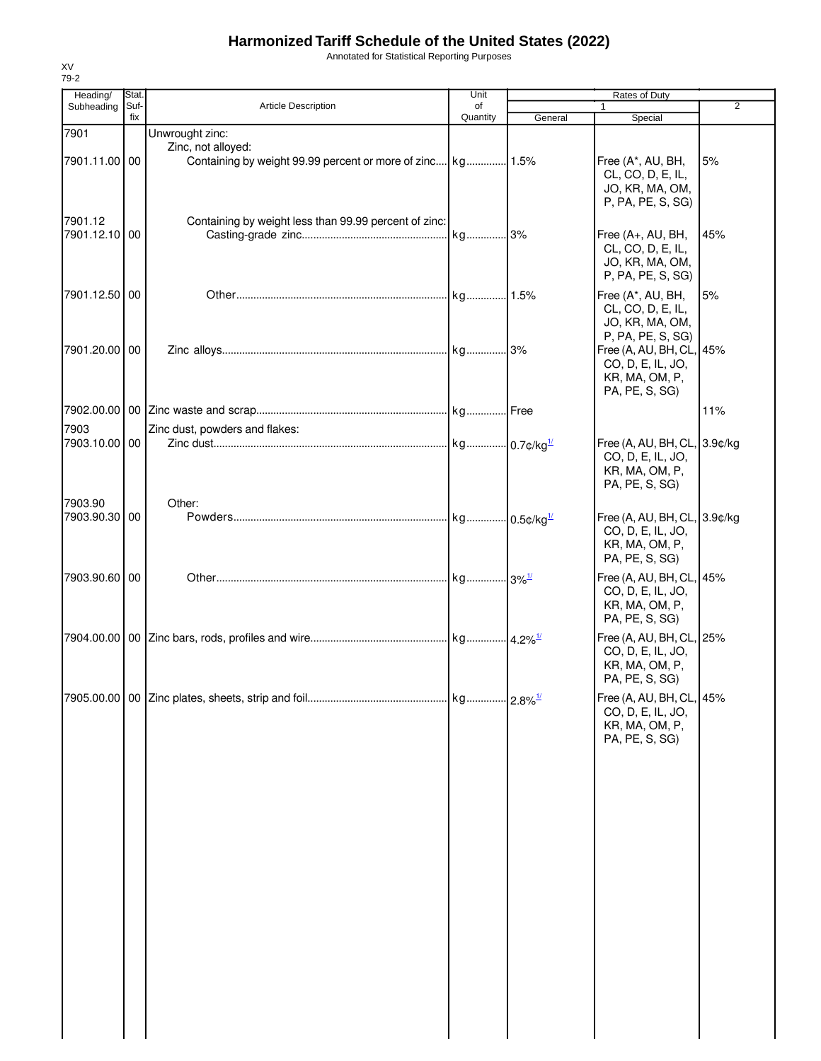# Harmonized Tariff Schedule of the United States (2022)

Annotated for Statistical Reporting Purposes

XV
79-2

| Heading/ Subheading | Stat. Suf- fix | Article Description | Unit of Quantity | Rates of Duty 1 General | Special | 2 |
|---|---|---|---|---|---|---|
| 7901 | | Unwrought zinc: | | | | |
| | | Zinc, not alloyed: | | | | |
| 7901.11.00 | 00 | Containing by weight 99.99 percent or more of zinc | kg | 1.5% | Free (A*, AU, BH, CL, CO, D, E, IL, JO, KR, MA, OM, P, PA, PE, S, SG) | 5% |
| 7901.12 | | Containing by weight less than 99.99 percent of zinc: | | | | |
| 7901.12.10 | 00 | Casting-grade zinc | kg | 3% | Free (A+, AU, BH, CL, CO, D, E, IL, JO, KR, MA, OM, P, PA, PE, S, SG) | 45% |
| 7901.12.50 | 00 | Other | kg | 1.5% | Free (A*, AU, BH, CL, CO, D, E, IL, JO, KR, MA, OM, P, PA, PE, S, SG) | 5% |
| 7901.20.00 | 00 | Zinc alloys | kg | 3% | Free (A, AU, BH, CL, CO, D, E, IL, JO, KR, MA, OM, P, PA, PE, S, SG) | 45% |
| 7902.00.00 | 00 | Zinc waste and scrap | kg | Free | | 11% |
| 7903 | | Zinc dust, powders and flakes: | | | | |
| 7903.10.00 | 00 | Zinc dust | kg | 0.7¢/kg[1/] | Free (A, AU, BH, CL, CO, D, E, IL, JO, KR, MA, OM, P, PA, PE, S, SG) | 3.9¢/kg |
| 7903.90 | | Other: | | | | |
| 7903.90.30 | 00 | Powders | kg | 0.5¢/kg[1/] | Free (A, AU, BH, CL, CO, D, E, IL, JO, KR, MA, OM, P, PA, PE, S, SG) | 3.9¢/kg |
| 7903.90.60 | 00 | Other | kg | 3%[1/] | Free (A, AU, BH, CL, CO, D, E, IL, JO, KR, MA, OM, P, PA, PE, S, SG) | 45% |
| 7904.00.00 | 00 | Zinc bars, rods, profiles and wire | kg | 4.2%[1/] | Free (A, AU, BH, CL, CO, D, E, IL, JO, KR, MA, OM, P, PA, PE, S, SG) | 25% |
| 7905.00.00 | 00 | Zinc plates, sheets, strip and foil | kg | 2.8%[1/] | Free (A, AU, BH, CL, CO, D, E, IL, JO, KR, MA, OM, P, PA, PE, S, SG) | 45% |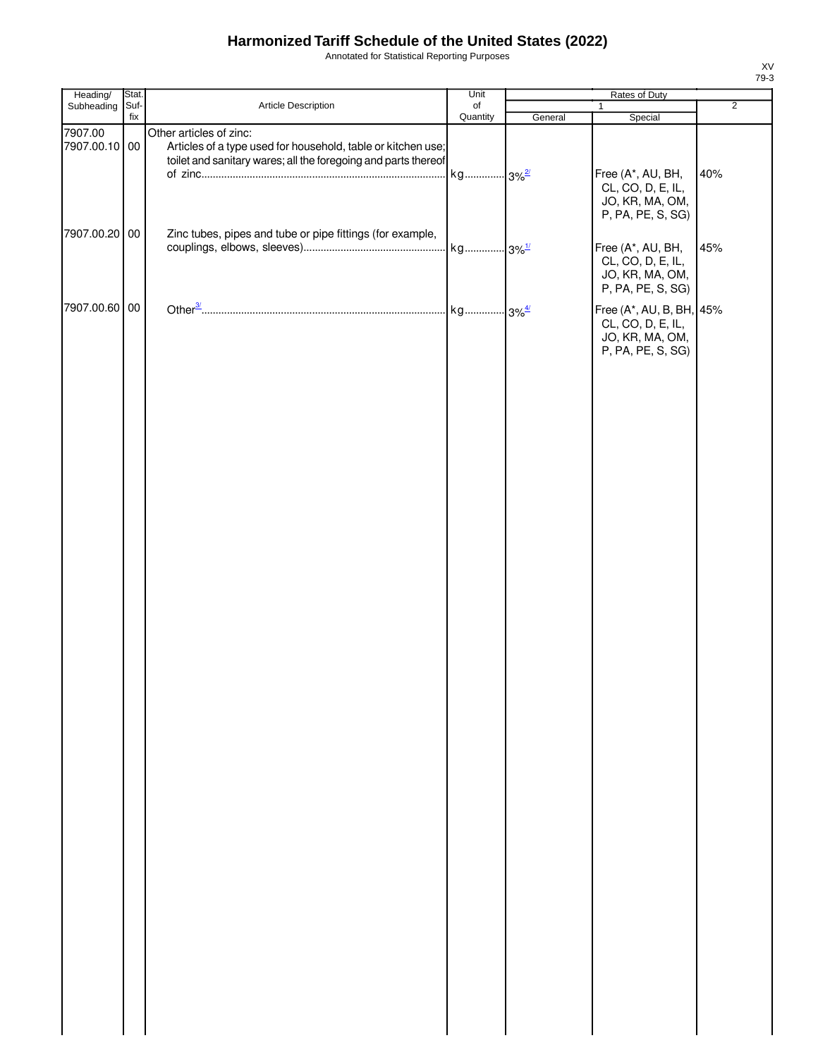# Harmonized Tariff Schedule of the United States (2022)

Annotated for Statistical Reporting Purposes

| Heading/ Subheading | Stat. Suf- fix | Article Description | Unit of Quantity | Rates of Duty 1 General | Special | 2 |
|---|---|---|---|---|---|---|
| 7907.00 | | Other articles of zinc: | | | | |
| 7907.00.10 | 00 | Articles of a type used for household, table or kitchen use; toilet and sanitary wares; all the foregoing and parts thereof of zinc | kg | 3%[2/] | Free (A*, AU, BH, CL, CO, D, E, IL, JO, KR, MA, OM, P, PA, PE, S, SG) | 40% |
| 7907.00.20 | 00 | Zinc tubes, pipes and tube or pipe fittings (for example, couplings, elbows, sleeves) | kg | 3%[1/] | Free (A*, AU, BH, CL, CO, D, E, IL, JO, KR, MA, OM, P, PA, PE, S, SG) | 45% |
| 7907.00.60 | 00 | Other[3/] | kg | 3%[4/] | Free (A*, AU, B, BH, CL, CO, D, E, IL, JO, KR, MA, OM, P, PA, PE, S, SG) | 45% |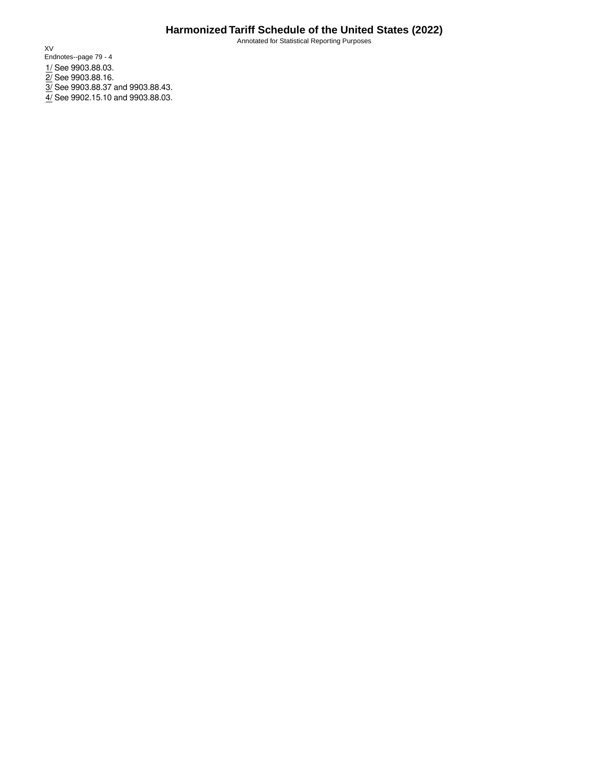1/ See 9903.88.03.
2/ See 9903.88.16.
3/ See 9903.88.37 and 9903.88.43.
4/ See 9902.15.10 and 9903.88.03.